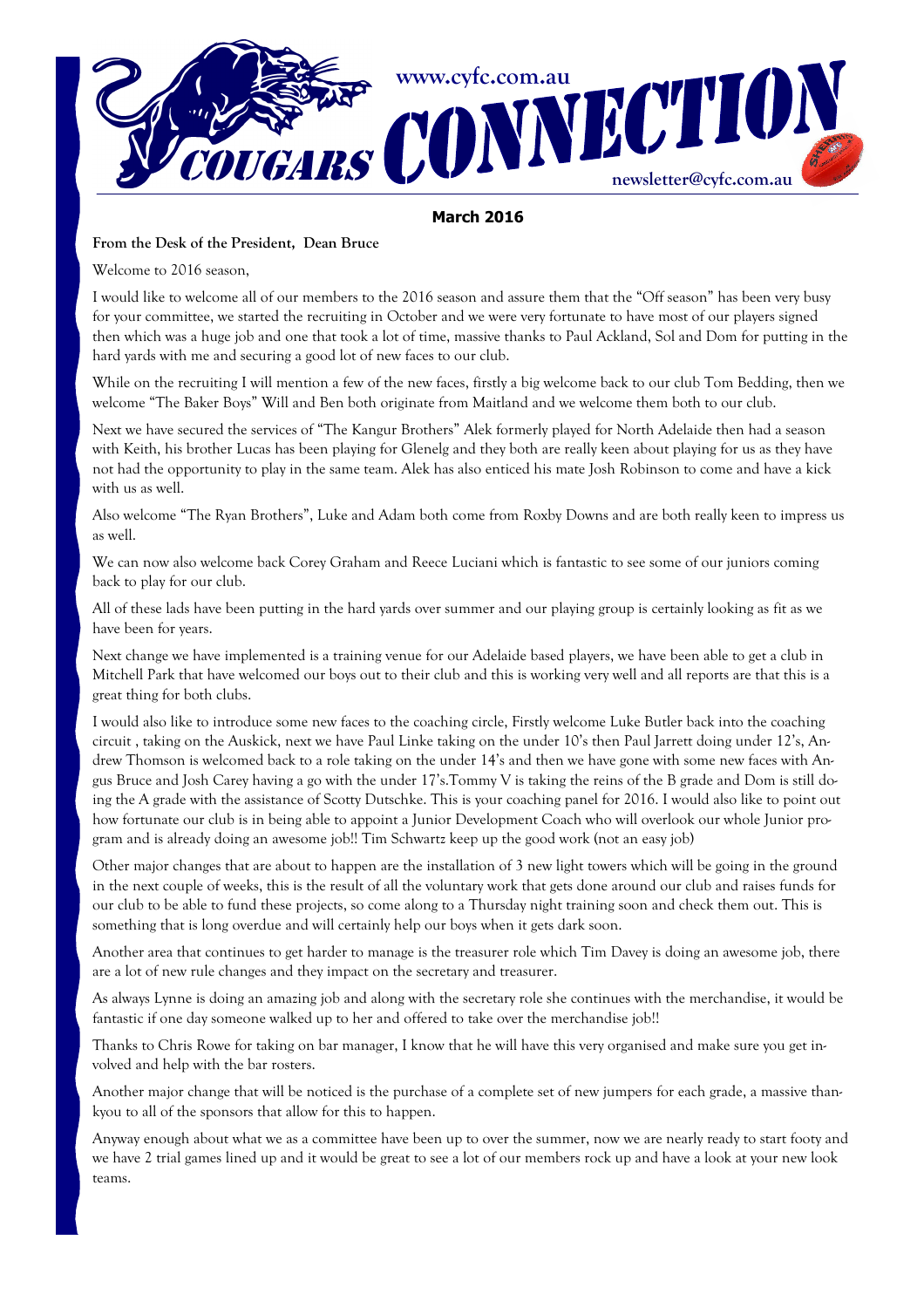# COUGARS CONNECTION

www.cyfc.com.au

newsletter@cyfc.com.au

**March 2016**

**From the Desk of the President, Dean Bruce**

Welcome to 2016 season,

I would like to welcome all of our members to the 2016 season and assure them that the "Off season" has been very busy for your committee, we started the recruiting in October and we were very fortunate to have most of our players signed then which was a huge job and one that took a lot of time, massive thanks to Paul Ackland, Sol and Dom for putting in the hard yards with me and securing a good lot of new faces to our club.

While on the recruiting I will mention a few of the new faces, firstly a big welcome back to our club Tom Bedding, then we welcome "The Baker Boys" Will and Ben both originate from Maitland and we welcome them both to our club.

Next we have secured the services of "The Kangur Brothers" Alek formerly played for North Adelaide then had a season with Keith, his brother Lucas has been playing for Glenelg and they both are really keen about playing for us as they have not had the opportunity to play in the same team. Alek has also enticed his mate Josh Robinson to come and have a kick with us as well.

Also welcome "The Ryan Brothers", Luke and Adam both come from Roxby Downs and are both really keen to impress us as well.

We can now also welcome back Corey Graham and Reece Luciani which is fantastic to see some of our juniors coming back to play for our club.

All of these lads have been putting in the hard yards over summer and our playing group is certainly looking as fit as we have been for years.

Next change we have implemented is a training venue for our Adelaide based players, we have been able to get a club in Mitchell Park that have welcomed our boys out to their club and this is working very well and all reports are that this is a great thing for both clubs.

I would also like to introduce some new faces to the coaching circle, Firstly welcome Luke Butler back into the coaching circuit , taking on the Auskick, next we have Paul Linke taking on the under 10's then Paul Jarrett doing under 12's, Andrew Thomson is welcomed back to a role taking on the under 14's and then we have gone with some new faces with Angus Bruce and Josh Carey having a go with the under 17's.Tommy V is taking the reins of the B grade and Dom is still doing the A grade with the assistance of Scotty Dutschke. This is your coaching panel for 2016. I would also like to point out how fortunate our club is in being able to appoint a Junior Development Coach who will overlook our whole Junior program and is already doing an awesome job!! Tim Schwartz keep up the good work (not an easy job)

Other major changes that are about to happen are the installation of 3 new light towers which will be going in the ground in the next couple of weeks, this is the result of all the voluntary work that gets done around our club and raises funds for our club to be able to fund these projects, so come along to a Thursday night training soon and check them out. This is something that is long overdue and will certainly help our boys when it gets dark soon.

Another area that continues to get harder to manage is the treasurer role which Tim Davey is doing an awesome job, there are a lot of new rule changes and they impact on the secretary and treasurer.

As always Lynne is doing an amazing job and along with the secretary role she continues with the merchandise, it would be fantastic if one day someone walked up to her and offered to take over the merchandise job!!

Thanks to Chris Rowe for taking on bar manager, I know that he will have this very organised and make sure you get involved and help with the bar rosters.

Another major change that will be noticed is the purchase of a complete set of new jumpers for each grade, a massive thankyou to all of the sponsors that allow for this to happen.

Anyway enough about what we as a committee have been up to over the summer, now we are nearly ready to start footy and we have 2 trial games lined up and it would be great to see a lot of our members rock up and have a look at your new look teams.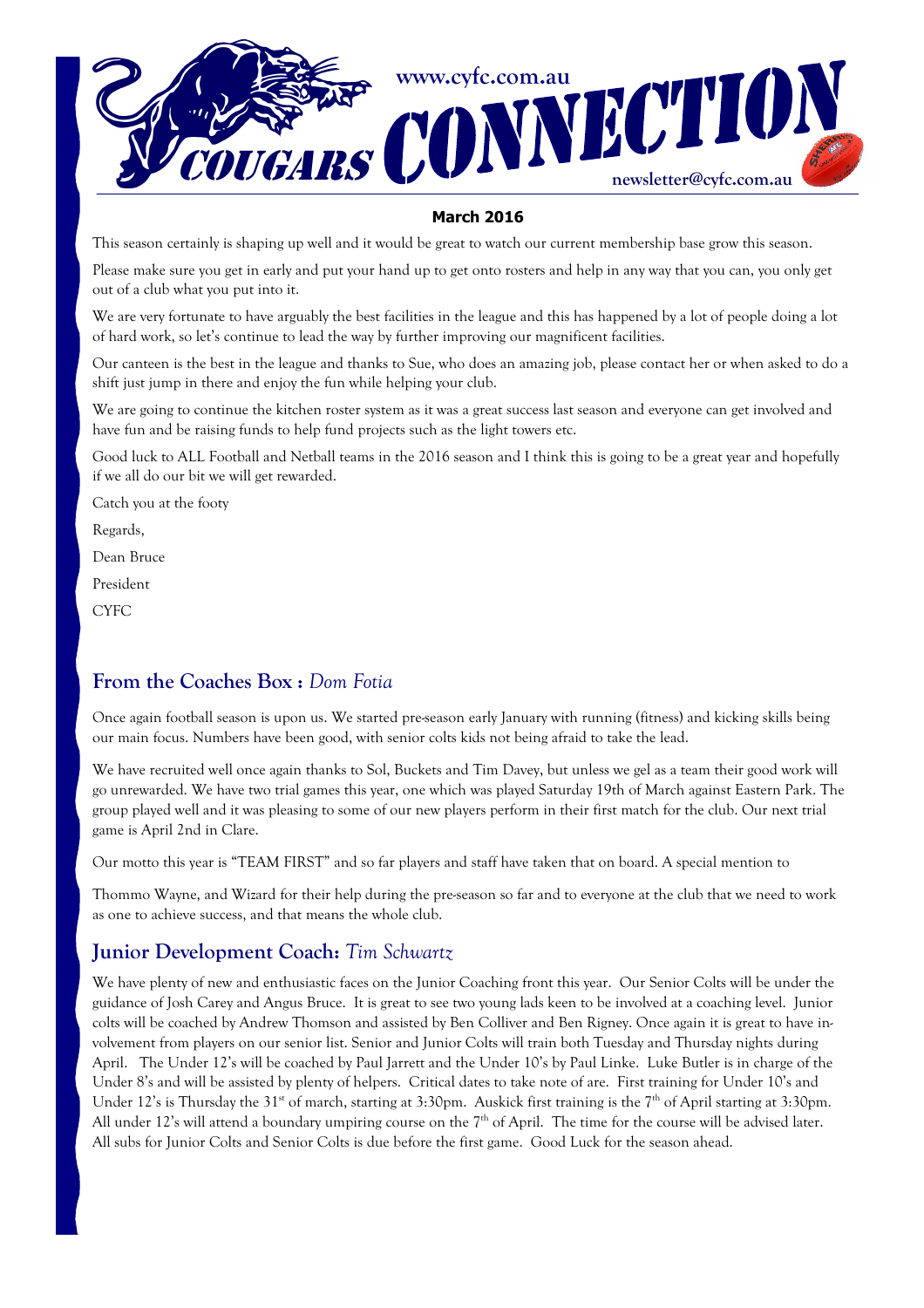# COUGARS CONNECTION

www.cyfc.com.au

newsletter@cyfc.com.au

**March 2016**

This season certainly is shaping up well and it would be great to watch our current membership base grow this season.

Please make sure you get in early and put your hand up to get onto rosters and help in any way that you can, you only get out of a club what you put into it.

We are very fortunate to have arguably the best facilities in the league and this has happened by a lot of people doing a lot of hard work, so let's continue to lead the way by further improving our magnificent facilities.

Our canteen is the best in the league and thanks to Sue, who does an amazing job, please contact her or when asked to do a shift just jump in there and enjoy the fun while helping your club.

We are going to continue the kitchen roster system as it was a great success last season and everyone can get involved and have fun and be raising funds to help fund projects such as the light towers etc.

Good luck to ALL Football and Netball teams in the 2016 season and I think this is going to be a great year and hopefully if we all do our bit we will get rewarded.

Catch you at the footy

Regards,

Dean Bruce

President

CYFC

## From the Coaches Box : *Dom Fotia*

Once again football season is upon us. We started pre-season early January with running (fitness) and kicking skills being our main focus. Numbers have been good, with senior colts kids not being afraid to take the lead.

We have recruited well once again thanks to Sol, Buckets and Tim Davey, but unless we gel as a team their good work will go unrewarded. We have two trial games this year, one which was played Saturday 19th of March against Eastern Park. The group played well and it was pleasing to some of our new players perform in their first match for the club. Our next trial game is April 2nd in Clare.

Our motto this year is "TEAM FIRST" and so far players and staff have taken that on board. A special mention to

Thommo Wayne, and Wizard for their help during the pre-season so far and to everyone at the club that we need to work as one to achieve success, and that means the whole club.

## Junior Development Coach: *Tim Schwartz*

We have plenty of new and enthusiastic faces on the Junior Coaching front this year. Our Senior Colts will be under the guidance of Josh Carey and Angus Bruce. It is great to see two young lads keen to be involved at a coaching level. Junior colts will be coached by Andrew Thomson and assisted by Ben Colliver and Ben Rigney. Once again it is great to have involvement from players on our senior list. Senior and Junior Colts will train both Tuesday and Thursday nights during April. The Under 12's will be coached by Paul Jarrett and the Under 10's by Paul Linke. Luke Butler is in charge of the Under 8's and will be assisted by plenty of helpers. Critical dates to take note of are. First training for Under 10's and Under 12's is Thursday the 31st of march, starting at 3:30pm. Auskick first training is the 7th of April starting at 3:30pm. All under 12's will attend a boundary umpiring course on the 7th of April. The time for the course will be advised later. All subs for Junior Colts and Senior Colts is due before the first game. Good Luck for the season ahead.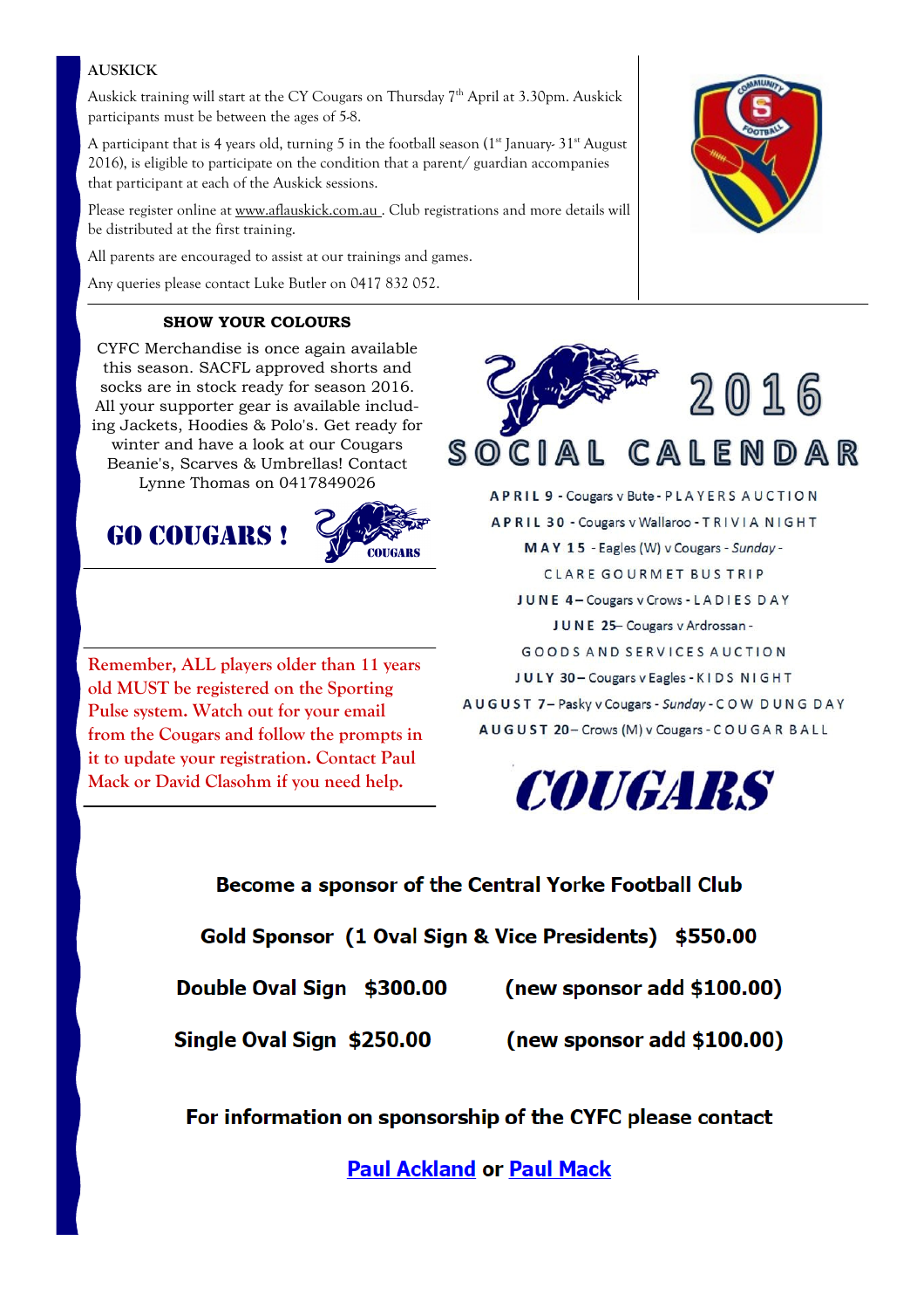## AUSKICK

Auskick training will start at the CY Cougars on Thursday 7th April at 3.30pm. Auskick participants must be between the ages of 5-8.

A participant that is 4 years old, turning 5 in the football season (1st January- 31st August 2016), is eligible to participate on the condition that a parent/ guardian accompanies that participant at each of the Auskick sessions.

Please register online at www.aflauskick.com.au . Club registrations and more details will be distributed at the first training.

All parents are encouraged to assist at our trainings and games.

Any queries please contact Luke Butler on 0417 832 052.

### SHOW YOUR COLOURS

CYFC Merchandise is once again available this season. SACFL approved shorts and socks are in stock ready for season 2016. All your supporter gear is available including Jackets, Hoodies & Polo's. Get ready for winter and have a look at our Cougars Beanie's, Scarves & Umbrellas! Contact Lynne Thomas on 0417849026

**GO COUGARS !**

COUGARS

Remember, ALL players older than 11 years old MUST be registered on the Sporting Pulse system. Watch out for your email from the Cougars and follow the prompts in it to update your registration. Contact Paul Mack or David Clasohm if you need help.

## 2016 SOCIAL CALENDAR

**APRIL 9** - Cougars v Bute - PLAYERS AUCTION

**APRIL 30** - Cougars v Wallaroo - TRIVIA NIGHT

**MAY 15** - Eagles (W) v Cougars - *Sunday* - CLARE GOURMET BUS TRIP

**JUNE 4** – Cougars v Crows - LADIES DAY

**JUNE 25** – Cougars v Ardrossan - GOODS AND SERVICES AUCTION

**JULY 30** – Cougars v Eagles - KIDS NIGHT

**AUGUST 7** – Pasky v Cougars - *Sunday* - COW DUNG DAY

**AUGUST 20** – Crows (M) v Cougars - COUGAR BALL

**COUGARS**

**Become a sponsor of the Central Yorke Football Club**

**Gold Sponsor (1 Oval Sign & Vice Presidents) $550.00**

**Double Oval Sign $300.00 (new sponsor add $100.00)**

**Single Oval Sign $250.00 (new sponsor add $100.00)**

**For information on sponsorship of the CYFC please contact**

**Paul Ackland or Paul Mack**